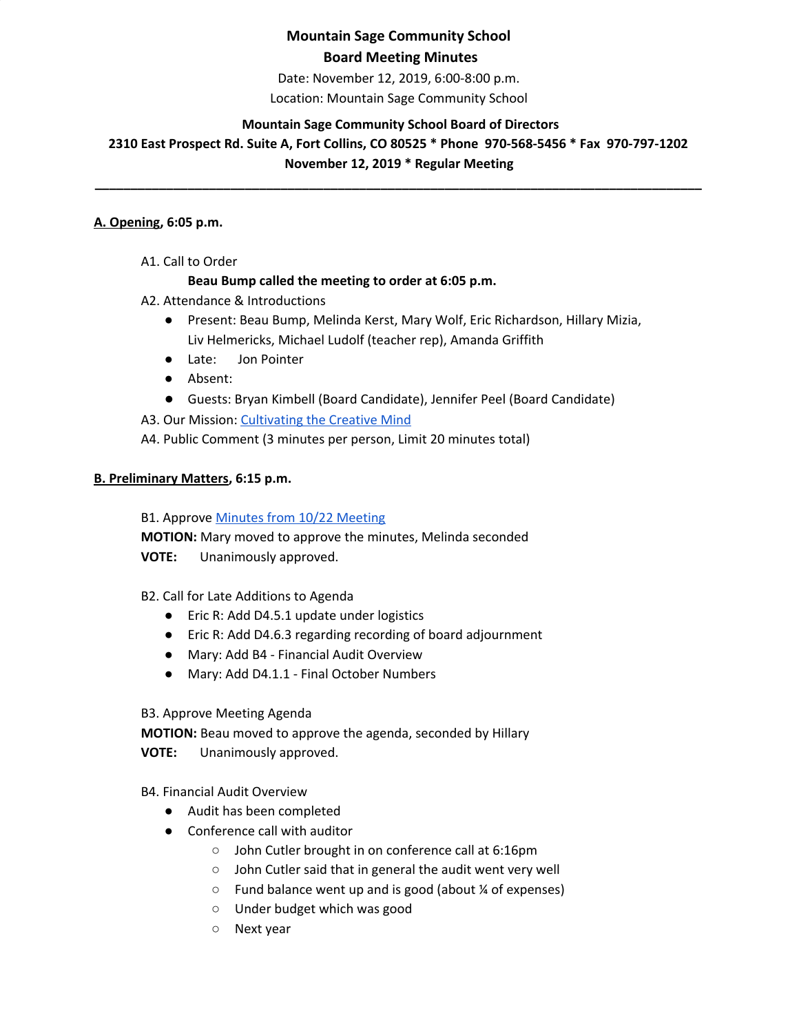# Mountain Sage Community School
## Board Meeting Minutes

Date: November 12, 2019, 6:00-8:00 p.m.

Location: Mountain Sage Community School

**Mountain Sage Community School Board of Directors**

**2310 East Prospect Rd. Suite A, Fort Collins, CO 80525 * Phone 970-568-5456 * Fax 970-797-1202**

**November 12, 2019 * Regular Meeting**

---

**A. Opening, 6:05 p.m.**

A1. Call to Order

**Beau Bump called the meeting to order at 6:05 p.m.**

A2. Attendance & Introductions

- Present: Beau Bump, Melinda Kerst, Mary Wolf, Eric Richardson, Hillary Mizia, Liv Helmericks, Michael Ludolf (teacher rep), Amanda Griffith
- Late: Jon Pointer
- Absent:
- Guests: Bryan Kimbell (Board Candidate), Jennifer Peel (Board Candidate)

A3. Our Mission: Cultivating the Creative Mind

A4. Public Comment (3 minutes per person, Limit 20 minutes total)

**B. Preliminary Matters, 6:15 p.m.**

B1. Approve Minutes from 10/22 Meeting

**MOTION:** Mary moved to approve the minutes, Melinda seconded

**VOTE:** Unanimously approved.

B2. Call for Late Additions to Agenda

- Eric R: Add D4.5.1 update under logistics
- Eric R: Add D4.6.3 regarding recording of board adjournment
- Mary: Add B4 - Financial Audit Overview
- Mary: Add D4.1.1 - Final October Numbers

B3. Approve Meeting Agenda

**MOTION:** Beau moved to approve the agenda, seconded by Hillary

**VOTE:** Unanimously approved.

B4. Financial Audit Overview

- Audit has been completed
- Conference call with auditor
  - John Cutler brought in on conference call at 6:16pm
  - John Cutler said that in general the audit went very well
  - Fund balance went up and is good (about ¼ of expenses)
  - Under budget which was good
  - Next year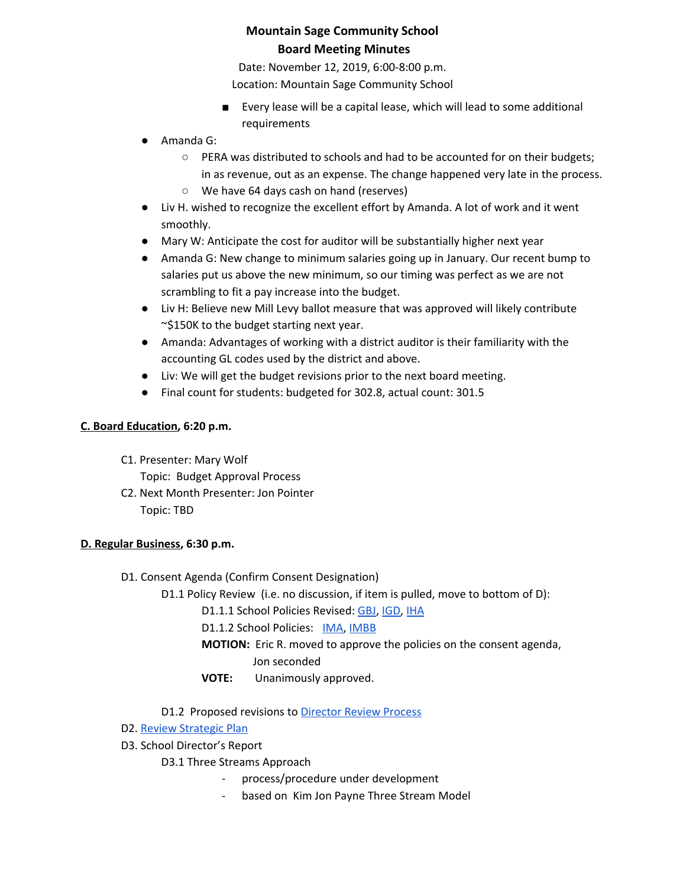**Mountain Sage Community School**
**Board Meeting Minutes**

Date: November 12, 2019, 6:00-8:00 p.m.
Location: Mountain Sage Community School

        - Every lease will be a capital lease, which will lead to some additional requirements

- Amanda G:
    - PERA was distributed to schools and had to be accounted for on their budgets; in as revenue, out as an expense. The change happened very late in the process.
    - We have 64 days cash on hand (reserves)
- Liv H. wished to recognize the excellent effort by Amanda. A lot of work and it went smoothly.
- Mary W: Anticipate the cost for auditor will be substantially higher next year
- Amanda G: New change to minimum salaries going up in January. Our recent bump to salaries put us above the new minimum, so our timing was perfect as we are not scrambling to fit a pay increase into the budget.
- Liv H: Believe new Mill Levy ballot measure that was approved will likely contribute ~$150K to the budget starting next year.
- Amanda: Advantages of working with a district auditor is their familiarity with the accounting GL codes used by the district and above.
- Liv: We will get the budget revisions prior to the next board meeting.
- Final count for students: budgeted for 302.8, actual count: 301.5

**C. Board Education, 6:20 p.m.**

C1. Presenter: Mary Wolf
    Topic: Budget Approval Process

C2. Next Month Presenter: Jon Pointer
    Topic: TBD

**D. Regular Business, 6:30 p.m.**

D1. Consent Agenda (Confirm Consent Designation)

D1.1 Policy Review (i.e. no discussion, if item is pulled, move to bottom of D):

D1.1.1 School Policies Revised: GBJ, IGD, IHA

D1.1.2 School Policies: IMA, IMBB

**MOTION:** Eric R. moved to approve the policies on the consent agenda, Jon seconded

**VOTE:** Unanimously approved.

D1.2 Proposed revisions to Director Review Process

D2. Review Strategic Plan

D3. School Director's Report

D3.1 Three Streams Approach

- process/procedure under development
- based on Kim Jon Payne Three Stream Model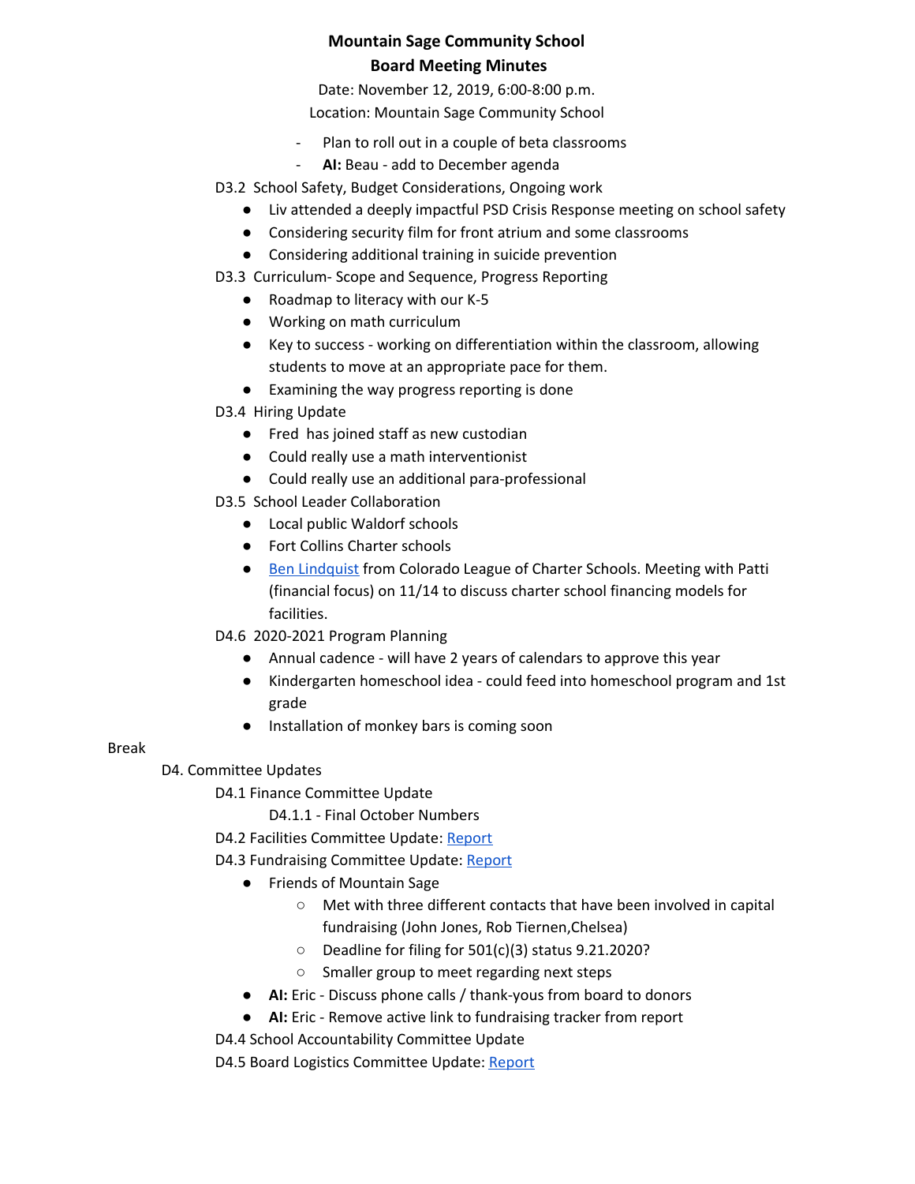**Mountain Sage Community School**
**Board Meeting Minutes**

Date: November 12, 2019, 6:00-8:00 p.m.
Location: Mountain Sage Community School

- Plan to roll out in a couple of beta classrooms
- **AI:** Beau - add to December agenda

D3.2 School Safety, Budget Considerations, Ongoing work

- Liv attended a deeply impactful PSD Crisis Response meeting on school safety
- Considering security film for front atrium and some classrooms
- Considering additional training in suicide prevention

D3.3 Curriculum- Scope and Sequence, Progress Reporting

- Roadmap to literacy with our K-5
- Working on math curriculum
- Key to success - working on differentiation within the classroom, allowing students to move at an appropriate pace for them.
- Examining the way progress reporting is done

D3.4 Hiring Update

- Fred has joined staff as new custodian
- Could really use a math interventionist
- Could really use an additional para-professional

D3.5 School Leader Collaboration

- Local public Waldorf schools
- Fort Collins Charter schools
- Ben Lindquist from Colorado League of Charter Schools. Meeting with Patti (financial focus) on 11/14 to discuss charter school financing models for facilities.

D4.6 2020-2021 Program Planning

- Annual cadence - will have 2 years of calendars to approve this year
- Kindergarten homeschool idea - could feed into homeschool program and 1st grade
- Installation of monkey bars is coming soon

Break

D4. Committee Updates

D4.1 Finance Committee Update

D4.1.1 - Final October Numbers

D4.2 Facilities Committee Update: Report

D4.3 Fundraising Committee Update: Report

- Friends of Mountain Sage
  - Met with three different contacts that have been involved in capital fundraising (John Jones, Rob Tiernen,Chelsea)
  - Deadline for filing for 501(c)(3) status 9.21.2020?
  - Smaller group to meet regarding next steps
- **AI:** Eric - Discuss phone calls / thank-yous from board to donors
- **AI:** Eric - Remove active link to fundraising tracker from report

D4.4 School Accountability Committee Update

D4.5 Board Logistics Committee Update: Report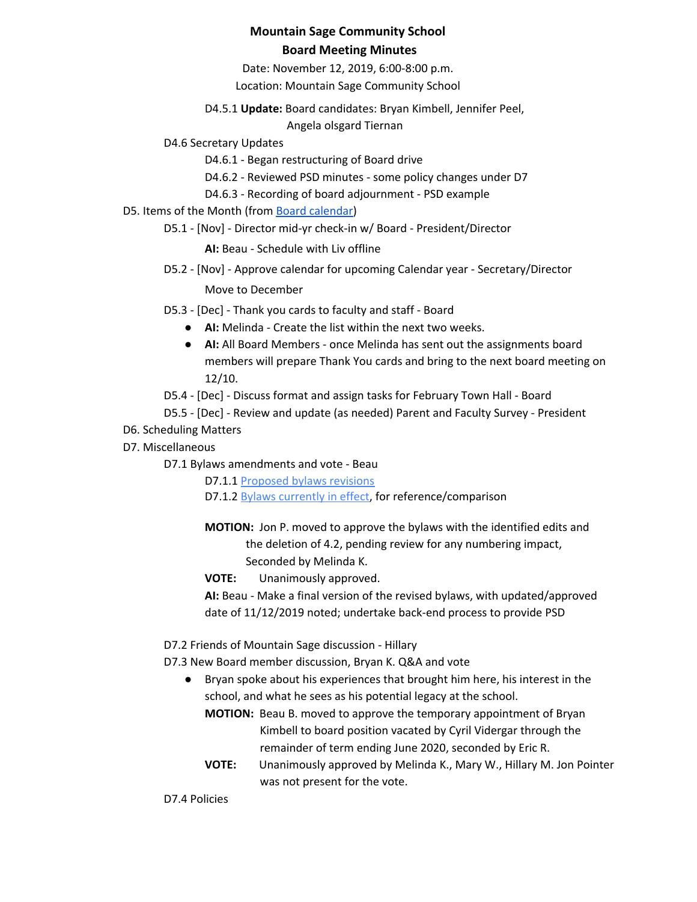**Mountain Sage Community School**
**Board Meeting Minutes**

Date: November 12, 2019, 6:00-8:00 p.m.
Location: Mountain Sage Community School

D4.5.1 **Update:** Board candidates: Bryan Kimbell, Jennifer Peel, Angela olsgard Tiernan

D4.6 Secretary Updates

D4.6.1 - Began restructuring of Board drive

D4.6.2 - Reviewed PSD minutes - some policy changes under D7

D4.6.3 - Recording of board adjournment - PSD example

D5. Items of the Month (from Board calendar)

D5.1 - [Nov] - Director mid-yr check-in w/ Board - President/Director

**AI:** Beau - Schedule with Liv offline

D5.2 - [Nov] - Approve calendar for upcoming Calendar year - Secretary/Director

Move to December

D5.3 - [Dec] - Thank you cards to faculty and staff - Board

- **AI:** Melinda - Create the list within the next two weeks.
- **AI:** All Board Members - once Melinda has sent out the assignments board members will prepare Thank You cards and bring to the next board meeting on 12/10.

D5.4 - [Dec] - Discuss format and assign tasks for February Town Hall - Board

D5.5 - [Dec] - Review and update (as needed) Parent and Faculty Survey - President

D6. Scheduling Matters

D7. Miscellaneous

D7.1 Bylaws amendments and vote - Beau

D7.1.1 Proposed bylaws revisions

D7.1.2 Bylaws currently in effect, for reference/comparison

**MOTION:** Jon P. moved to approve the bylaws with the identified edits and the deletion of 4.2, pending review for any numbering impact, Seconded by Melinda K.

**VOTE:** Unanimously approved.

**AI:** Beau - Make a final version of the revised bylaws, with updated/approved date of 11/12/2019 noted; undertake back-end process to provide PSD

D7.2 Friends of Mountain Sage discussion - Hillary

D7.3 New Board member discussion, Bryan K. Q&A and vote

- Bryan spoke about his experiences that brought him here, his interest in the school, and what he sees as his potential legacy at the school.

**MOTION:** Beau B. moved to approve the temporary appointment of Bryan Kimbell to board position vacated by Cyril Vidergar through the remainder of term ending June 2020, seconded by Eric R.

**VOTE:** Unanimously approved by Melinda K., Mary W., Hillary M. Jon Pointer was not present for the vote.

D7.4 Policies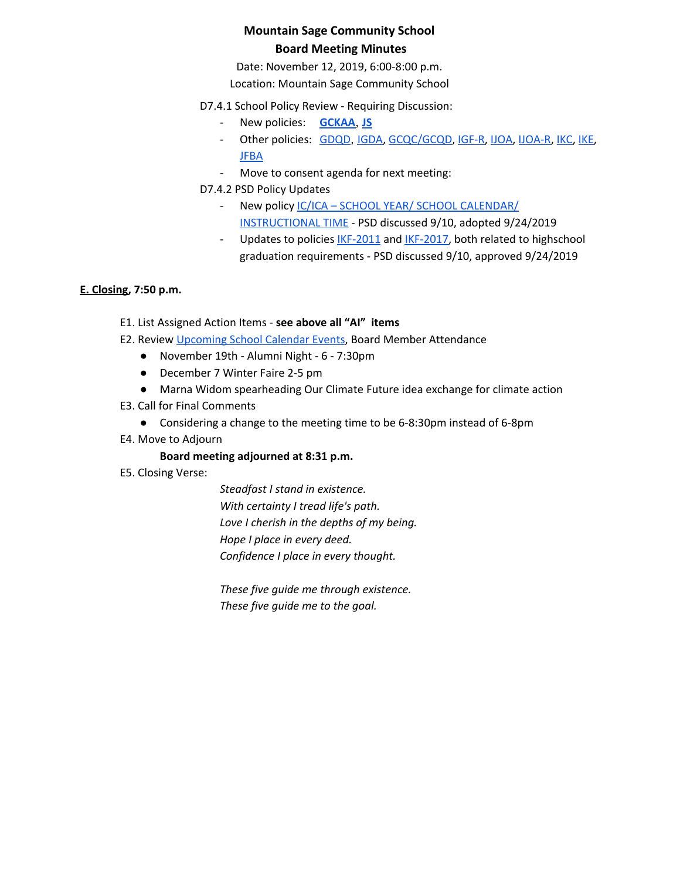**Mountain Sage Community School**
**Board Meeting Minutes**

Date: November 12, 2019, 6:00-8:00 p.m.
Location: Mountain Sage Community School

D7.4.1 School Policy Review - Requiring Discussion:

- New policies: **GCKAA**, **JS**
- Other policies: GDQD, IGDA, GCQC/GCQD, IGF-R, IJOA, IJOA-R, IKC, IKE, JFBA
- Move to consent agenda for next meeting:

D7.4.2 PSD Policy Updates

- New policy IC/ICA – SCHOOL YEAR/ SCHOOL CALENDAR/ INSTRUCTIONAL TIME - PSD discussed 9/10, adopted 9/24/2019
- Updates to policies IKF-2011 and IKF-2017, both related to highschool graduation requirements - PSD discussed 9/10, approved 9/24/2019

**E. Closing, 7:50 p.m.**

E1. List Assigned Action Items - **see above all "AI" items**

E2. Review Upcoming School Calendar Events, Board Member Attendance

- November 19th - Alumni Night - 6 - 7:30pm
- December 7 Winter Faire 2-5 pm
- Marna Widom spearheading Our Climate Future idea exchange for climate action

E3. Call for Final Comments

- Considering a change to the meeting time to be 6-8:30pm instead of 6-8pm

E4. Move to Adjourn

**Board meeting adjourned at 8:31 p.m.**

E5. Closing Verse:

*Steadfast I stand in existence.*
*With certainty I tread life's path.*
*Love I cherish in the depths of my being.*
*Hope I place in every deed.*
*Confidence I place in every thought.*

*These five guide me through existence.*
*These five guide me to the goal.*